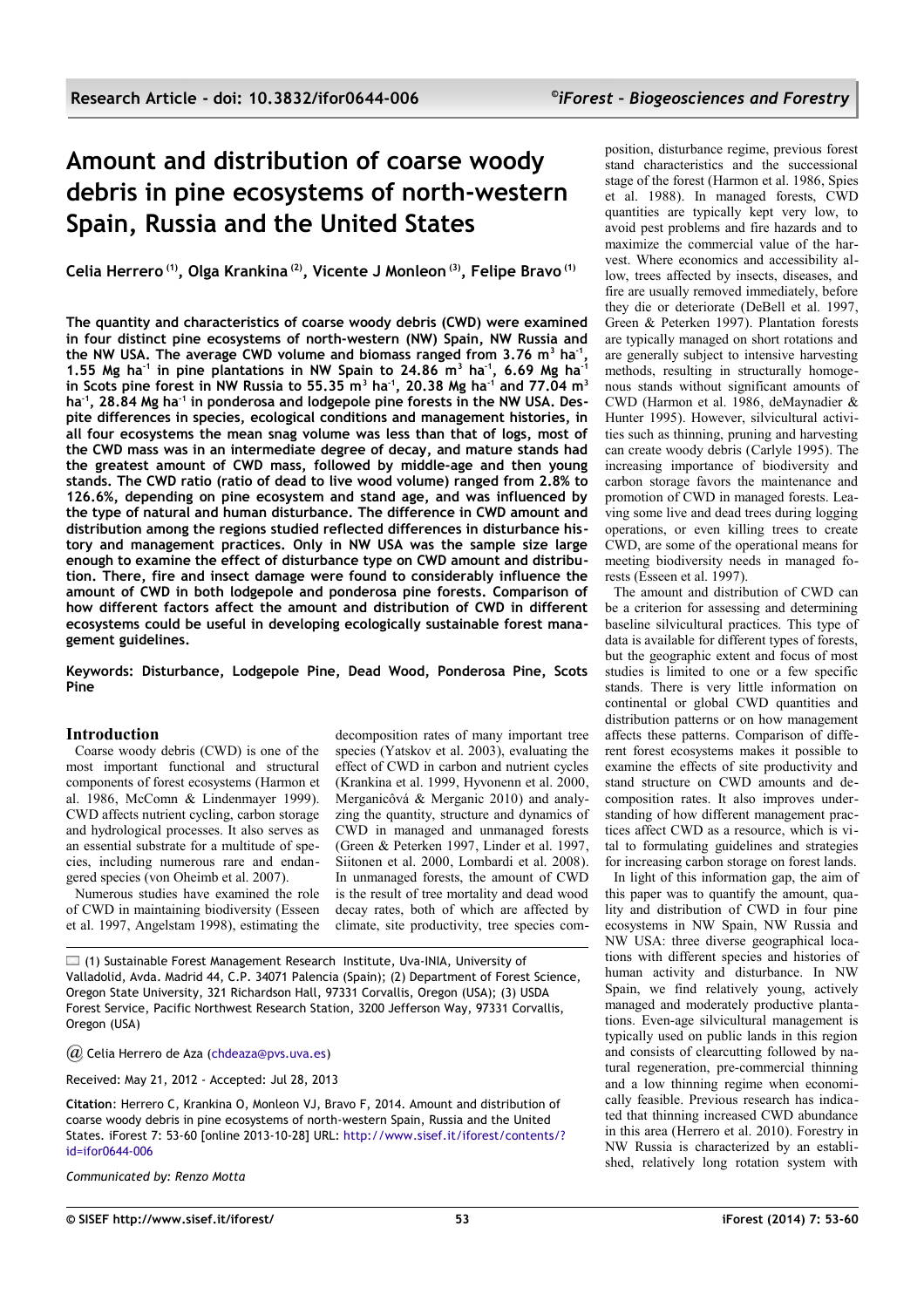# Amount and distribution of coarse woody debris in pine ecosystems of north-western Spain, Russia and the United States

**Celia Herrero [(1)], Olga Krankina [(2)], Vicente J Monleon [(3)], Felipe Bravo [(1)]**

**The quantity and characteristics of coarse woody debris (CWD) were examined in four distinct pine ecosystems of north-western (NW) Spain, NW Russia and the NW USA. The average CWD volume and biomass ranged from 3.76 $m^3$ $ha^{-1}$, 1.55 Mg $ha^{-1}$ in pine plantations in NW Spain to 24.86 $m^3$ $ha^{-1}$, 6.69 Mg $ha^{-1}$ in Scots pine forest in NW Russia to 55.35 $m^3$ $ha^{-1}$, 20.38 Mg $ha^{-1}$ and 77.04 $m^3$ $ha^{-1}$, 28.84 Mg $ha^{-1}$ in ponderosa and lodgepole pine forests in the NW USA. Despite differences in species, ecological conditions and management histories, in all four ecosystems the mean snag volume was less than that of logs, most of the CWD mass was in an intermediate degree of decay, and mature stands had the greatest amount of CWD mass, followed by middle-age and then young stands. The CWD ratio (ratio of dead to live wood volume) ranged from 2.8% to 126.6%, depending on pine ecosystem and stand age, and was influenced by the type of natural and human disturbance. The difference in CWD amount and distribution among the regions studied reflected differences in disturbance history and management practices. Only in NW USA was the sample size large enough to examine the effect of disturbance type on CWD amount and distribution. There, fire and insect damage were found to considerably influence the amount of CWD in both lodgepole and ponderosa pine forests. Comparison of how different factors affect the amount and distribution of CWD in different ecosystems could be useful in developing ecologically sustainable forest management guidelines.**

**Keywords: Disturbance, Lodgepole Pine, Dead Wood, Ponderosa Pine, Scots Pine**

## Introduction

Coarse woody debris (CWD) is one of the most important functional and structural components of forest ecosystems (Harmon et al. 1986, McComn & Lindenmayer 1999). CWD affects nutrient cycling, carbon storage and hydrological processes. It also serves as an essential substrate for a multitude of species, including numerous rare and endangered species (von Oheimb et al. 2007).

Numerous studies have examined the role of CWD in maintaining biodiversity (Esseen et al. 1997, Angelstam 1998), estimating the decomposition rates of many important tree species (Yatskov et al. 2003), evaluating the effect of CWD in carbon and nutrient cycles (Krankina et al. 1999, Hyvonenn et al. 2000, Merganicôvá & Merganic 2010) and analyzing the quantity, structure and dynamics of CWD in managed and unmanaged forests (Green & Peterken 1997, Linder et al. 1997, Siitonen et al. 2000, Lombardi et al. 2008). In unmanaged forests, the amount of CWD is the result of tree mortality and dead wood decay rates, both of which are affected by climate, site productivity, tree species composition, disturbance regime, previous forest stand characteristics and the successional stage of the forest (Harmon et al. 1986, Spies et al. 1988). In managed forests, CWD quantities are typically kept very low, to avoid pest problems and fire hazards and to maximize the commercial value of the harvest. Where economics and accessibility allow, trees affected by insects, diseases, and fire are usually removed immediately, before they die or deteriorate (DeBell et al. 1997, Green & Peterken 1997). Plantation forests are typically managed on short rotations and are generally subject to intensive harvesting methods, resulting in structurally homogenous stands without significant amounts of CWD (Harmon et al. 1986, deMaynadier & Hunter 1995). However, silvicultural activities such as thinning, pruning and harvesting can create woody debris (Carlyle 1995). The increasing importance of biodiversity and carbon storage favors the maintenance and promotion of CWD in managed forests. Leaving some live and dead trees during logging operations, or even killing trees to create CWD, are some of the operational means for meeting biodiversity needs in managed forests (Esseen et al. 1997).

The amount and distribution of CWD can be a criterion for assessing and determining baseline silvicultural practices. This type of data is available for different types of forests, but the geographic extent and focus of most studies is limited to one or a few specific stands. There is very little information on continental or global CWD quantities and distribution patterns or on how management affects these patterns. Comparison of different forest ecosystems makes it possible to examine the effects of site productivity and stand structure on CWD amounts and decomposition rates. It also improves understanding of how different management practices affect CWD as a resource, which is vital to formulating guidelines and strategies for increasing carbon storage on forest lands.

In light of this information gap, the aim of this paper was to quantify the amount, quality and distribution of CWD in four pine ecosystems in NW Spain, NW Russia and NW USA: three diverse geographical locations with different species and histories of human activity and disturbance. In NW Spain, we find relatively young, actively managed and moderately productive plantations. Even-age silvicultural management is typically used on public lands in this region and consists of clearcutting followed by natural regeneration, pre-commercial thinning and a low thinning regime when economically feasible. Previous research has indicated that thinning increased CWD abundance in this area (Herrero et al. 2010). Forestry in NW Russia is characterized by an established, relatively long rotation system with

(1) Sustainable Forest Management Research Institute, Uva-INIA, University of Valladolid, Avda. Madrid 44, C.P. 34071 Palencia (Spain); (2) Department of Forest Science, Oregon State University, 321 Richardson Hall, 97331 Corvallis, Oregon (USA); (3) USDA Forest Service, Pacific Northwest Research Station, 3200 Jefferson Way, 97331 Corvallis, Oregon (USA)

@ Celia Herrero de Aza (chdeaza@pvs.uva.es)

Received: May 21, 2012 - Accepted: Jul 28, 2013

**Citation**: Herrero C, Krankina O, Monleon VJ, Bravo F, 2014. Amount and distribution of coarse woody debris in pine ecosystems of north-western Spain, Russia and the United States. iForest 7: 53-60 [online 2013-10-28] URL: http://www.sisef.it/iforest/contents/?id=ifor0644-006

*Communicated by: Renzo Motta*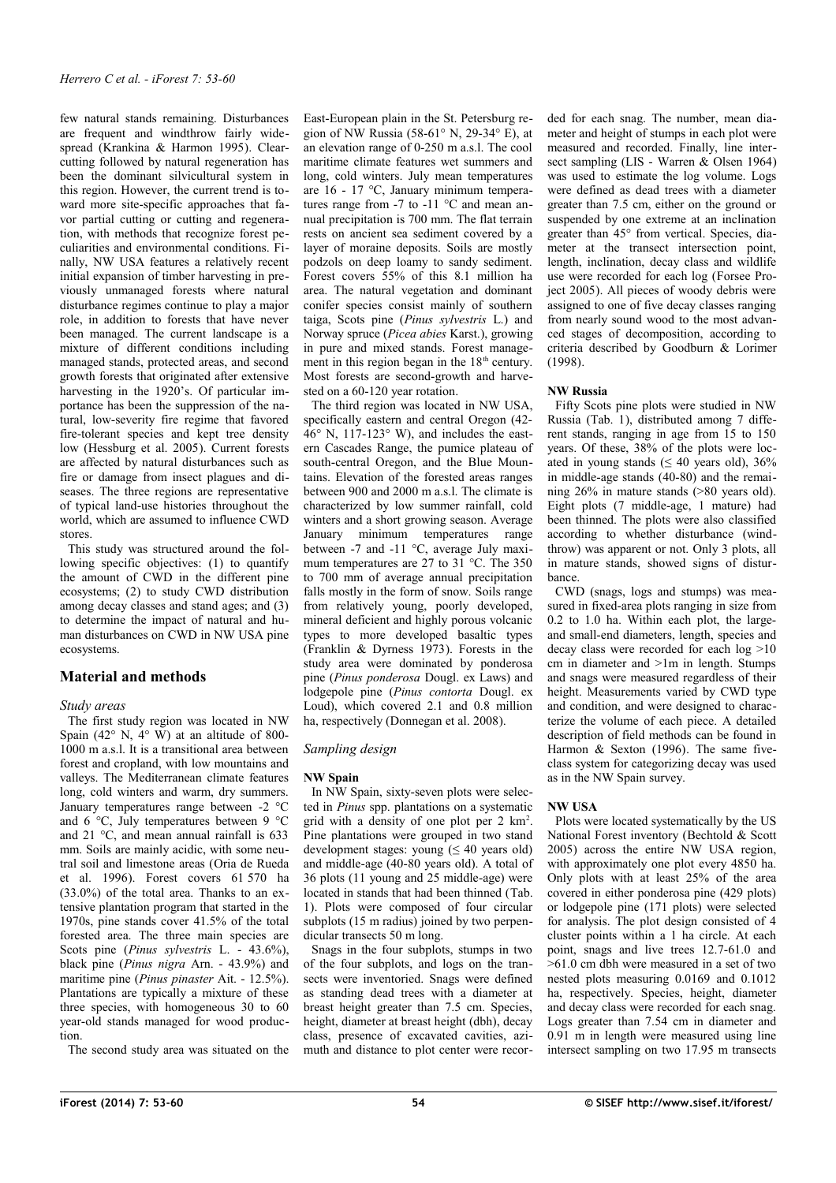few natural stands remaining. Disturbances are frequent and windthrow fairly widespread (Krankina & Harmon 1995). Clearcutting followed by natural regeneration has been the dominant silvicultural system in this region. However, the current trend is toward more site-specific approaches that favor partial cutting or cutting and regeneration, with methods that recognize forest peculiarities and environmental conditions. Finally, NW USA features a relatively recent initial expansion of timber harvesting in previously unmanaged forests where natural disturbance regimes continue to play a major role, in addition to forests that have never been managed. The current landscape is a mixture of different conditions including managed stands, protected areas, and second growth forests that originated after extensive harvesting in the 1920's. Of particular importance has been the suppression of the natural, low-severity fire regime that favored fire-tolerant species and kept tree density low (Hessburg et al. 2005). Current forests are affected by natural disturbances such as fire or damage from insect plagues and diseases. The three regions are representative of typical land-use histories throughout the world, which are assumed to influence CWD stores.

This study was structured around the following specific objectives: (1) to quantify the amount of CWD in the different pine ecosystems; (2) to study CWD distribution among decay classes and stand ages; and (3) to determine the impact of natural and human disturbances on CWD in NW USA pine ecosystems.

## Material and methods

### Study areas

The first study region was located in NW Spain (42° N, 4° W) at an altitude of 800-1000 m a.s.l. It is a transitional area between forest and cropland, with low mountains and valleys. The Mediterranean climate features long, cold winters and warm, dry summers. January temperatures range between -2 °C and 6 °C, July temperatures between 9 °C and 21 °C, and mean annual rainfall is 633 mm. Soils are mainly acidic, with some neutral soil and limestone areas (Oria de Rueda et al. 1996). Forest covers 61 570 ha (33.0%) of the total area. Thanks to an extensive plantation program that started in the 1970s, pine stands cover 41.5% of the total forested area. The three main species are Scots pine (*Pinus sylvestris* L. - 43.6%), black pine (*Pinus nigra* Arn. - 43.9%) and maritime pine (*Pinus pinaster* Ait. - 12.5%). Plantations are typically a mixture of these three species, with homogeneous 30 to 60 year-old stands managed for wood production.

The second study area was situated on the East-European plain in the St. Petersburg region of NW Russia (58-61° N, 29-34° E), at an elevation range of 0-250 m a.s.l. The cool maritime climate features wet summers and long, cold winters. July mean temperatures are 16 - 17 °C, January minimum temperatures range from -7 to -11 °C and mean annual precipitation is 700 mm. The flat terrain rests on ancient sea sediment covered by a layer of moraine deposits. Soils are mostly podzols on deep loamy to sandy sediment. Forest covers 55% of this 8.1 million ha area. The natural vegetation and dominant conifer species consist mainly of southern taiga, Scots pine (*Pinus sylvestris* L.) and Norway spruce (*Picea abies* Karst.), growing in pure and mixed stands. Forest management in this region began in the 18th century. Most forests are second-growth and harvested on a 60-120 year rotation.

The third region was located in NW USA, specifically eastern and central Oregon (42-46° N, 117-123° W), and includes the eastern Cascades Range, the pumice plateau of south-central Oregon, and the Blue Mountains. Elevation of the forested areas ranges between 900 and 2000 m a.s.l. The climate is characterized by low summer rainfall, cold winters and a short growing season. Average January minimum temperatures range between -7 and -11 °C, average July maximum temperatures are 27 to 31 °C. The 350 to 700 mm of average annual precipitation falls mostly in the form of snow. Soils range from relatively young, poorly developed, mineral deficient and highly porous volcanic types to more developed basaltic types (Franklin & Dyrness 1973). Forests in the study area were dominated by ponderosa pine (*Pinus ponderosa* Dougl. ex Laws) and lodgepole pine (*Pinus contorta* Dougl. ex Loud), which covered 2.1 and 0.8 million ha, respectively (Donnegan et al. 2008).

### Sampling design

#### NW Spain

In NW Spain, sixty-seven plots were selected in *Pinus* spp. plantations on a systematic grid with a density of one plot per 2 km². Pine plantations were grouped in two stand development stages: young (≤ 40 years old) and middle-age (40-80 years old). A total of 36 plots (11 young and 25 middle-age) were located in stands that had been thinned (Tab. 1). Plots were composed of four circular subplots (15 m radius) joined by two perpendicular transects 50 m long.

Snags in the four subplots, stumps in two of the four subplots, and logs on the transects were inventoried. Snags were defined as standing dead trees with a diameter at breast height greater than 7.5 cm. Species, height, diameter at breast height (dbh), decay class, presence of excavated cavities, azimuth and distance to plot center were recorded for each snag. The number, mean diameter and height of stumps in each plot were measured and recorded. Finally, line intersect sampling (LIS - Warren & Olsen 1964) was used to estimate the log volume. Logs were defined as dead trees with a diameter greater than 7.5 cm, either on the ground or suspended by one extreme at an inclination greater than 45° from vertical. Species, diameter at the transect intersection point, length, inclination, decay class and wildlife use were recorded for each log (Forsee Project 2005). All pieces of woody debris were assigned to one of five decay classes ranging from nearly sound wood to the most advanced stages of decomposition, according to criteria described by Goodburn & Lorimer (1998).

#### NW Russia

Fifty Scots pine plots were studied in NW Russia (Tab. 1), distributed among 7 different stands, ranging in age from 15 to 150 years. Of these, 38% of the plots were located in young stands (≤ 40 years old), 36% in middle-age stands (40-80) and the remaining 26% in mature stands (>80 years old). Eight plots (7 middle-age, 1 mature) had been thinned. The plots were also classified according to whether disturbance (windthrow) was apparent or not. Only 3 plots, all in mature stands, showed signs of disturbance.

CWD (snags, logs and stumps) was measured in fixed-area plots ranging in size from 0.2 to 1.0 ha. Within each plot, the large- and small-end diameters, length, species and decay class were recorded for each log >10 cm in diameter and >1m in length. Stumps and snags were measured regardless of their height. Measurements varied by CWD type and condition, and were designed to characterize the volume of each piece. A detailed description of field methods can be found in Harmon & Sexton (1996). The same five-class system for categorizing decay was used as in the NW Spain survey.

#### NW USA

Plots were located systematically by the US National Forest inventory (Bechtold & Scott 2005) across the entire NW USA region, with approximately one plot every 4850 ha. Only plots with at least 25% of the area covered in either ponderosa pine (429 plots) or lodgepole pine (171 plots) were selected for analysis. The plot design consisted of 4 cluster points within a 1 ha circle. At each point, snags and live trees 12.7-61.0 and >61.0 cm dbh were measured in a set of two nested plots measuring 0.0169 and 0.1012 ha, respectively. Species, height, diameter and decay class were recorded for each snag. Logs greater than 7.54 cm in diameter and 0.91 m in length were measured using line intersect sampling on two 17.95 m transects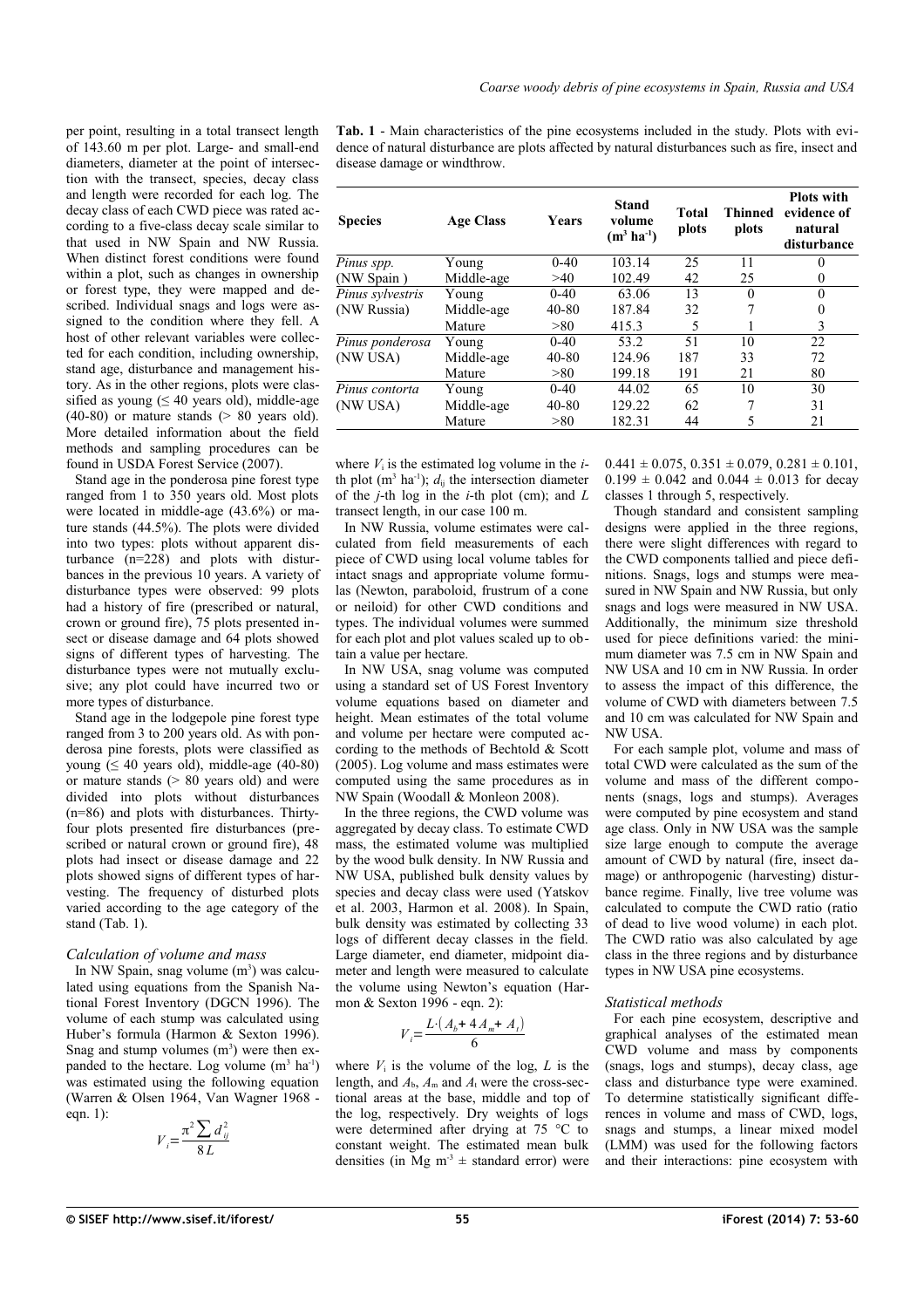per point, resulting in a total transect length of 143.60 m per plot. Large- and small-end diameters, diameter at the point of intersection with the transect, species, decay class and length were recorded for each log. The decay class of each CWD piece was rated according to a five-class decay scale similar to that used in NW Spain and NW Russia. When distinct forest conditions were found within a plot, such as changes in ownership or forest type, they were mapped and described. Individual snags and logs were assigned to the condition where they fell. A host of other relevant variables were collected for each condition, including ownership, stand age, disturbance and management history. As in the other regions, plots were classified as young (≤ 40 years old), middle-age (40-80) or mature stands (> 80 years old). More detailed information about the field methods and sampling procedures can be found in USDA Forest Service (2007).

Stand age in the ponderosa pine forest type ranged from 1 to 350 years old. Most plots were located in middle-age (43.6%) or mature stands (44.5%). The plots were divided into two types: plots without apparent disturbance (n=228) and plots with disturbances in the previous 10 years. A variety of disturbance types were observed: 99 plots had a history of fire (prescribed or natural, crown or ground fire), 75 plots presented insect or disease damage and 64 plots showed signs of different types of harvesting. The disturbance types were not mutually exclusive; any plot could have incurred two or more types of disturbance.

Stand age in the lodgepole pine forest type ranged from 3 to 200 years old. As with ponderosa pine forests, plots were classified as young (≤ 40 years old), middle-age (40-80) or mature stands (> 80 years old) and were divided into plots without disturbances (n=86) and plots with disturbances. Thirty-four plots presented fire disturbances (prescribed or natural crown or ground fire), 48 plots had insect or disease damage and 22 plots showed signs of different types of harvesting. The frequency of disturbed plots varied according to the age category of the stand (Tab. 1).

**Tab. 1** - Main characteristics of the pine ecosystems included in the study. Plots with evidence of natural disturbance are plots affected by natural disturbances such as fire, insect and disease damage or windthrow.

| Species | Age Class | Years | Stand volume ($m^3$ $ha^{-1}$) | Total plots | Thinned plots | Plots with evidence of natural disturbance |
|---|---|---|---|---|---|---|
| *Pinus spp.* | Young | 0-40 | 103.14 | 25 | 11 | 0 |
| (NW Spain ) | Middle-age | >40 | 102.49 | 42 | 25 | 0 |
| *Pinus sylvestris* | Young | 0-40 | 63.06 | 13 | 0 | 0 |
| (NW Russia) | Middle-age | 40-80 | 187.84 | 32 | 7 | 0 |
| | Mature | >80 | 415.3 | 5 | 1 | 3 |
| *Pinus ponderosa* | Young | 0-40 | 53.2 | 51 | 10 | 22 |
| (NW USA) | Middle-age | 40-80 | 124.96 | 187 | 33 | 72 |
| | Mature | >80 | 199.18 | 191 | 21 | 80 |
| *Pinus contorta* | Young | 0-40 | 44.02 | 65 | 10 | 30 |
| (NW USA) | Middle-age | 40-80 | 129.22 | 62 | 7 | 31 |
| | Mature | >80 | 182.31 | 44 | 5 | 21 |

### *Calculation of volume and mass*

In NW Spain, snag volume ($m^3$) was calculated using equations from the Spanish National Forest Inventory (DGCN 1996). The volume of each stump was calculated using Huber's formula (Harmon & Sexton 1996). Snag and stump volumes ($m^3$) were then expanded to the hectare. Log volume ($m^3$ $ha^{-1}$) was estimated using the following equation (Warren & Olsen 1964, Van Wagner 1968 - eqn. 1):

$$V_i = \frac{\pi^2 \sum d_{ij}^2}{8L}$$

where $V_i$ is the estimated log volume in the $i$-th plot ($m^3$ $ha^{-1}$); $d_{ij}$ the intersection diameter of the $j$-th log in the $i$-th plot (cm); and $L$ transect length, in our case 100 m.

In NW Russia, volume estimates were calculated from field measurements of each piece of CWD using local volume tables for intact snags and appropriate volume formulas (Newton, paraboloid, frustrum of a cone or neiloid) for other CWD conditions and types. The individual volumes were summed for each plot and plot values scaled up to obtain a value per hectare.

In NW USA, snag volume was computed using a standard set of US Forest Inventory volume equations based on diameter and height. Mean estimates of the total volume and volume per hectare were computed according to the methods of Bechtold & Scott (2005). Log volume and mass estimates were computed using the same procedures as in NW Spain (Woodall & Monleon 2008).

In the three regions, the CWD volume was aggregated by decay class. To estimate CWD mass, the estimated volume was multiplied by the wood bulk density. In NW Russia and NW USA, published bulk density values by species and decay class were used (Yatskov et al. 2003, Harmon et al. 2008). In Spain, bulk density was estimated by collecting 33 logs of different decay classes in the field. Large diameter, end diameter, midpoint diameter and length were measured to calculate the volume using Newton's equation (Harmon & Sexton 1996 - eqn. 2):

$$V_i = \frac{L \cdot (A_b + 4A_m + A_t)}{6}$$

where $V_i$ is the volume of the log, $L$ is the length, and $A_b$, $A_m$ and $A_t$ were the cross-sectional areas at the base, middle and top of the log, respectively. Dry weights of logs were determined after drying at 75 °C to constant weight. The estimated mean bulk densities (in Mg $m^{-3}$ ± standard error) were $0.441 \pm 0.075$, $0.351 \pm 0.079$, $0.281 \pm 0.101$, $0.199 \pm 0.042$ and $0.044 \pm 0.013$ for decay classes 1 through 5, respectively.

Though standard and consistent sampling designs were applied in the three regions, there were slight differences with regard to the CWD components tallied and piece definitions. Snags, logs and stumps were measured in NW Spain and NW Russia, but only snags and logs were measured in NW USA. Additionally, the minimum size threshold used for piece definitions varied: the minimum diameter was 7.5 cm in NW Spain and NW USA and 10 cm in NW Russia. In order to assess the impact of this difference, the volume of CWD with diameters between 7.5 and 10 cm was calculated for NW Spain and NW USA.

For each sample plot, volume and mass of total CWD were calculated as the sum of the volume and mass of the different components (snags, logs and stumps). Averages were computed by pine ecosystem and stand age class. Only in NW USA was the sample size large enough to compute the average amount of CWD by natural (fire, insect damage) or anthropogenic (harvesting) disturbance regime. Finally, live tree volume was calculated to compute the CWD ratio (ratio of dead to live wood volume) in each plot. The CWD ratio was also calculated by age class in the three regions and by disturbance types in NW USA pine ecosystems.

### *Statistical methods*

For each pine ecosystem, descriptive and graphical analyses of the estimated mean CWD volume and mass by components (snags, logs and stumps), decay class, age class and disturbance type were examined. To determine statistically significant differences in volume and mass of CWD, logs, snags and stumps, a linear mixed model (LMM) was used for the following factors and their interactions: pine ecosystem with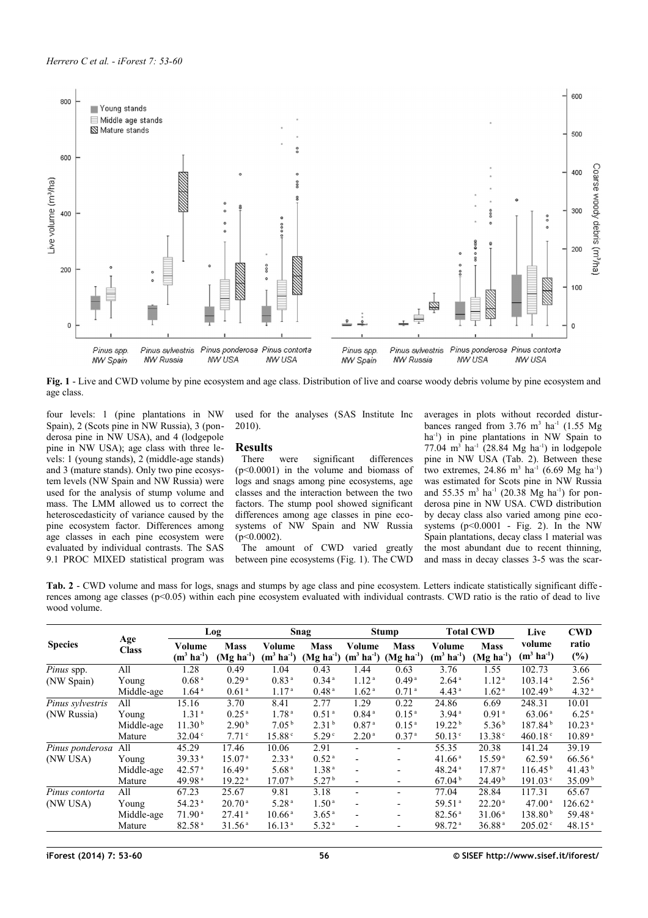**Fig. 1** - Live and CWD volume by pine ecosystem and age class. Distribution of live and coarse woody debris volume by pine ecosystem and age class.

four levels: 1 (pine plantations in NW Spain), 2 (Scots pine in NW Russia), 3 (ponderosa pine in NW USA), and 4 (lodgepole pine in NW USA); age class with three levels: 1 (young stands), 2 (middle-age stands) and 3 (mature stands). Only two pine ecosystem levels (NW Spain and NW Russia) were used for the analysis of stump volume and mass. The LMM allowed us to correct the heteroscedasticity of variance caused by the pine ecosystem factor. Differences among age classes in each pine ecosystem were evaluated by individual contrasts. The SAS 9.1 PROC MIXED statistical program was used for the analyses (SAS Institute Inc 2010).

## Results

There were significant differences ($p<0.0001$) in the volume and biomass of logs and snags among pine ecosystems, age classes and the interaction between the two factors. The stump pool showed significant differences among age classes in pine ecosystems of NW Spain and NW Russia ($p<0.0002$).

The amount of CWD varied greatly between pine ecosystems (Fig. 1). The CWD averages in plots without recorded disturbances ranged from 3.76 $m^3$ $ha^{-1}$ (1.55 Mg $ha^{-1}$) in pine plantations in NW Spain to 77.04 $m^3$ $ha^{-1}$ (28.84 Mg $ha^{-1}$) in lodgepole pine in NW USA (Tab. 2). Between these two extremes, 24.86 $m^3$ $ha^{-1}$ (6.69 Mg $ha^{-1}$) was estimated for Scots pine in NW Russia and 55.35 $m^3$ $ha^{-1}$ (20.38 Mg $ha^{-1}$) for ponderosa pine in NW USA. CWD distribution by decay class also varied among pine ecosystems ($p<0.0001$ - Fig. 2). In the NW Spain plantations, decay class 1 material was the most abundant due to recent thinning, and mass in decay classes 3-5 was the scar-

**Tab. 2** - CWD volume and mass for logs, snags and stumps by age class and pine ecosystem. Letters indicate statistically significant differences among age classes ($p<0.05$) within each pine ecosystem evaluated with individual contrasts. CWD ratio is the ratio of dead to live wood volume.

| Species | Age Class | Log | | Snag | | Stump | | Total CWD | | Live | CWD |
|---|---|---|---|---|---|---|---|---|---|---|---|
| | | Volume ($m^3$ $ha^{-1}$) | Mass (Mg $ha^{-1}$) | Volume ($m^3$ $ha^{-1}$) | Mass (Mg $ha^{-1}$) | Volume ($m^3$ $ha^{-1}$) | Mass (Mg $ha^{-1}$) | Volume ($m^3$ $ha^{-1}$) | Mass (Mg $ha^{-1}$) | volume ($m^3$ $ha^{-1}$) | ratio (%) |
| *Pinus* spp. | All | 1.28 | 0.49 | 1.04 | 0.43 | 1.44 | 0.63 | 3.76 | 1.55 | 102.73 | 3.66 |
| (NW Spain) | Young | 0.68 [a] | 0.29 [a] | 0.83 [a] | 0.34 [a] | 1.12 [a] | 0.49 [a] | 2.64 [a] | 1.12 [a] | 103.14 [a] | 2.56 [a] |
| | Middle-age | 1.64 [a] | 0.61 [a] | 1.17 [a] | 0.48 [a] | 1.62 [a] | 0.71 [a] | 4.43 [a] | 1.62 [a] | 102.49 [b] | 4.32 [a] |
| *Pinus sylvestris* | All | 15.16 | 3.70 | 8.41 | 2.77 | 1.29 | 0.22 | 24.86 | 6.69 | 248.31 | 10.01 |
| (NW Russia) | Young | 1.31 [a] | 0.25 [a] | 1.78 [a] | 0.51 [a] | 0.84 [a] | 0.15 [a] | 3.94 [a] | 0.91 [a] | 63.06 [a] | 6.25 [a] |
| | Middle-age | 11.30 [b] | 2.90 [b] | 7.05 [b] | 2.31 [b] | 0.87 [a] | 0.15 [a] | 19.22 [b] | 5.36 [b] | 187.84 [b] | 10.23 [a] |
| | Mature | 32.04 [c] | 7.71 [c] | 15.88 [c] | 5.29 [c] | 2.20 [a] | 0.37 [a] | 50.13 [c] | 13.38 [c] | 460.18 [c] | 10.89 [a] |
| *Pinus ponderosa* | All | 45.29 | 17.46 | 10.06 | 2.91 | - | - | 55.35 | 20.38 | 141.24 | 39.19 |
| (NW USA) | Young | 39.33 [a] | 15.07 [a] | 2.33 [a] | 0.52 [a] | - | - | 41.66 [a] | 15.59 [a] | 62.59 [a] | 66.56 [a] |
| | Middle-age | 42.57 [a] | 16.49 [a] | 5.68 [a] | 1.38 [a] | - | - | 48.24 [a] | 17.87 [a] | 116.45 [b] | 41.43 [b] |
| | Mature | 49.98 [a] | 19.22 [a] | 17.07 [b] | 5.27 [b] | - | - | 67.04 [b] | 24.49 [b] | 191.03 [c] | 35.09 [b] |
| *Pinus contorta* | All | 67.23 | 25.67 | 9.81 | 3.18 | - | - | 77.04 | 28.84 | 117.31 | 65.67 |
| (NW USA) | Young | 54.23 [a] | 20.70 [a] | 5.28 [a] | 1.50 [a] | - | - | 59.51 [a] | 22.20 [a] | 47.00 [a] | 126.62 [a] |
| | Middle-age | 71.90 [a] | 27.41 [a] | 10.66 [a] | 3.65 [a] | - | - | 82.56 [a] | 31.06 [a] | 138.80 [b] | 59.48 [a] |
| | Mature | 82.58 [a] | 31.56 [a] | 16.13 [a] | 5.32 [a] | - | - | 98.72 [a] | 36.88 [a] | 205.02 [c] | 48.15 [a] |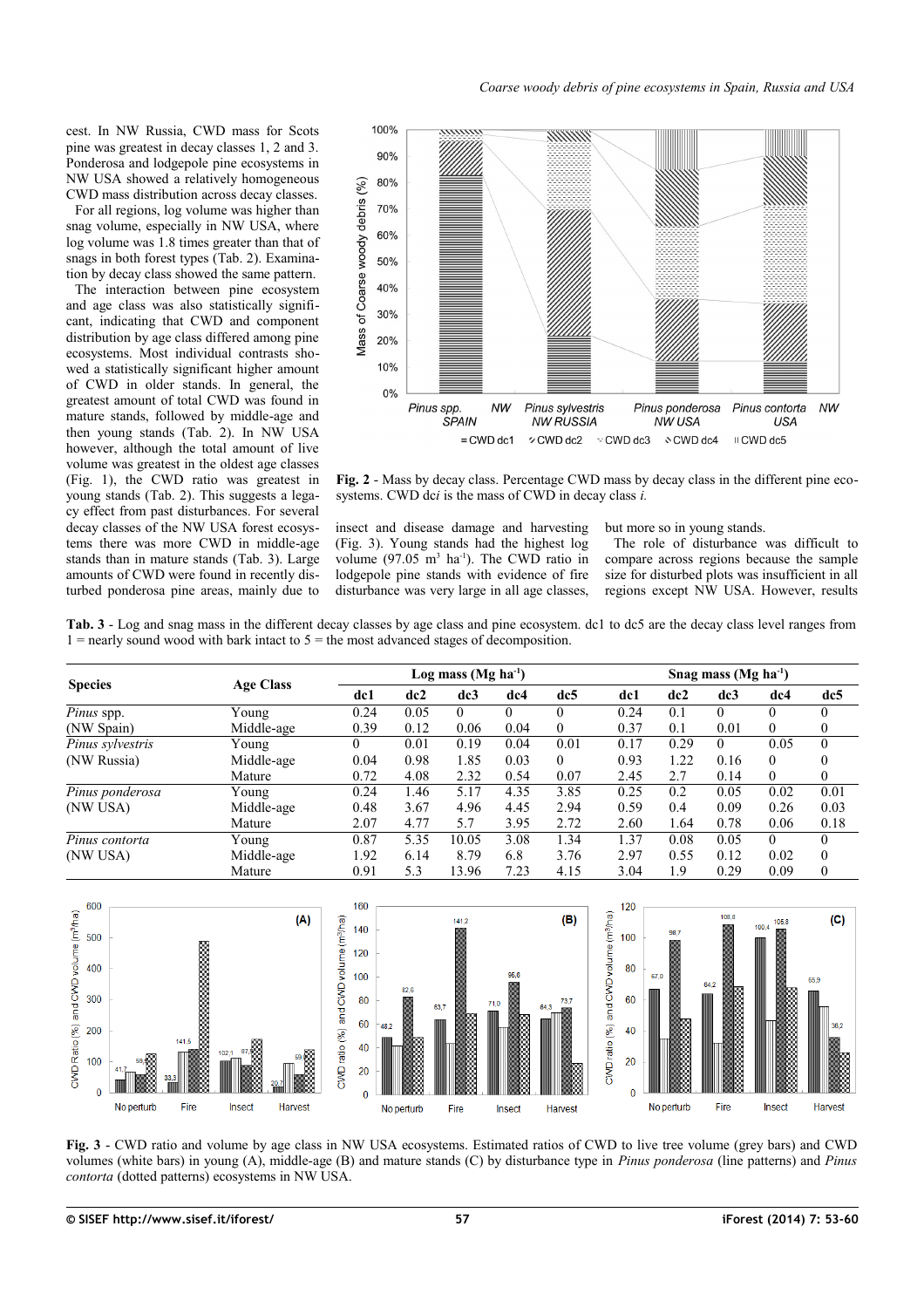cest. In NW Russia, CWD mass for Scots pine was greatest in decay classes 1, 2 and 3. Ponderosa and lodgepole pine ecosystems in NW USA showed a relatively homogeneous CWD mass distribution across decay classes.

For all regions, log volume was higher than snag volume, especially in NW USA, where log volume was 1.8 times greater than that of snags in both forest types (Tab. 2). Examination by decay class showed the same pattern.

The interaction between pine ecosystem and age class was also statistically significant, indicating that CWD and component distribution by age class differed among pine ecosystems. Most individual contrasts showed a statistically significant higher amount of CWD in older stands. In general, the greatest amount of total CWD was found in mature stands, followed by middle-age and then young stands (Tab. 2). In NW USA however, although the total amount of live volume was greatest in the oldest age classes (Fig. 1), the CWD ratio was greatest in young stands (Tab. 2). This suggests a legacy effect from past disturbances. For several decay classes of the NW USA forest ecosystems there was more CWD in middle-age stands than in mature stands (Tab. 3). Large amounts of CWD were found in recently disturbed ponderosa pine areas, mainly due to insect and disease damage and harvesting (Fig. 3). Young stands had the highest log volume (97.05 $m^3$ $ha^{-1}$). The CWD ratio in lodgepole pine stands with evidence of fire disturbance was very large in all age classes, but more so in young stands.

The role of disturbance was difficult to compare across regions because the sample size for disturbed plots was insufficient in all regions except NW USA. However, results

**Fig. 2** - Mass by decay class. Percentage CWD mass by decay class in the different pine ecosystems. CWD dc*i* is the mass of CWD in decay class *i*.

**Tab. 3** - Log and snag mass in the different decay classes by age class and pine ecosystem. dc1 to dc5 are the decay class level ranges from 1 = nearly sound wood with bark intact to 5 = the most advanced stages of decomposition.

| Species | Age Class | Log mass (Mg ha$^{-1}$) | | | | | Snag mass (Mg ha$^{-1}$) | | | | |
|---|---|---|---|---|---|---|---|---|---|---|---|
| | | dc1 | dc2 | dc3 | dc4 | dc5 | dc1 | dc2 | dc3 | dc4 | dc5 |
| *Pinus* spp. | Young | 0.24 | 0.05 | 0 | 0 | 0 | 0.24 | 0.1 | 0 | 0 | 0 |
| (NW Spain) | Middle-age | 0.39 | 0.12 | 0.06 | 0.04 | 0 | 0.37 | 0.1 | 0.01 | 0 | 0 |
| *Pinus sylvestris* | Young | 0 | 0.01 | 0.19 | 0.04 | 0.01 | 0.17 | 0.29 | 0 | 0.05 | 0 |
| (NW Russia) | Middle-age | 0.04 | 0.98 | 1.85 | 0.03 | 0 | 0.93 | 1.22 | 0.16 | 0 | 0 |
| | Mature | 0.72 | 4.08 | 2.32 | 0.54 | 0.07 | 2.45 | 2.7 | 0.14 | 0 | 0 |
| *Pinus ponderosa* | Young | 0.24 | 1.46 | 5.17 | 4.35 | 3.85 | 0.25 | 0.2 | 0.05 | 0.02 | 0.01 |
| (NW USA) | Middle-age | 0.48 | 3.67 | 4.96 | 4.45 | 2.94 | 0.59 | 0.4 | 0.09 | 0.26 | 0.03 |
| | Mature | 2.07 | 4.77 | 5.7 | 3.95 | 2.72 | 2.60 | 1.64 | 0.78 | 0.06 | 0.18 |
| *Pinus contorta* | Young | 0.87 | 5.35 | 10.05 | 3.08 | 1.34 | 1.37 | 0.08 | 0.05 | 0 | 0 |
| (NW USA) | Middle-age | 1.92 | 6.14 | 8.79 | 6.8 | 3.76 | 2.97 | 0.55 | 0.12 | 0.02 | 0 |
| | Mature | 0.91 | 5.3 | 13.96 | 7.23 | 4.15 | 3.04 | 1.9 | 0.29 | 0.09 | 0 |

**Fig. 3** - CWD ratio and volume by age class in NW USA ecosystems. Estimated ratios of CWD to live tree volume (grey bars) and CWD volumes (white bars) in young (A), middle-age (B) and mature stands (C) by disturbance type in *Pinus ponderosa* (line patterns) and *Pinus contorta* (dotted patterns) ecosystems in NW USA.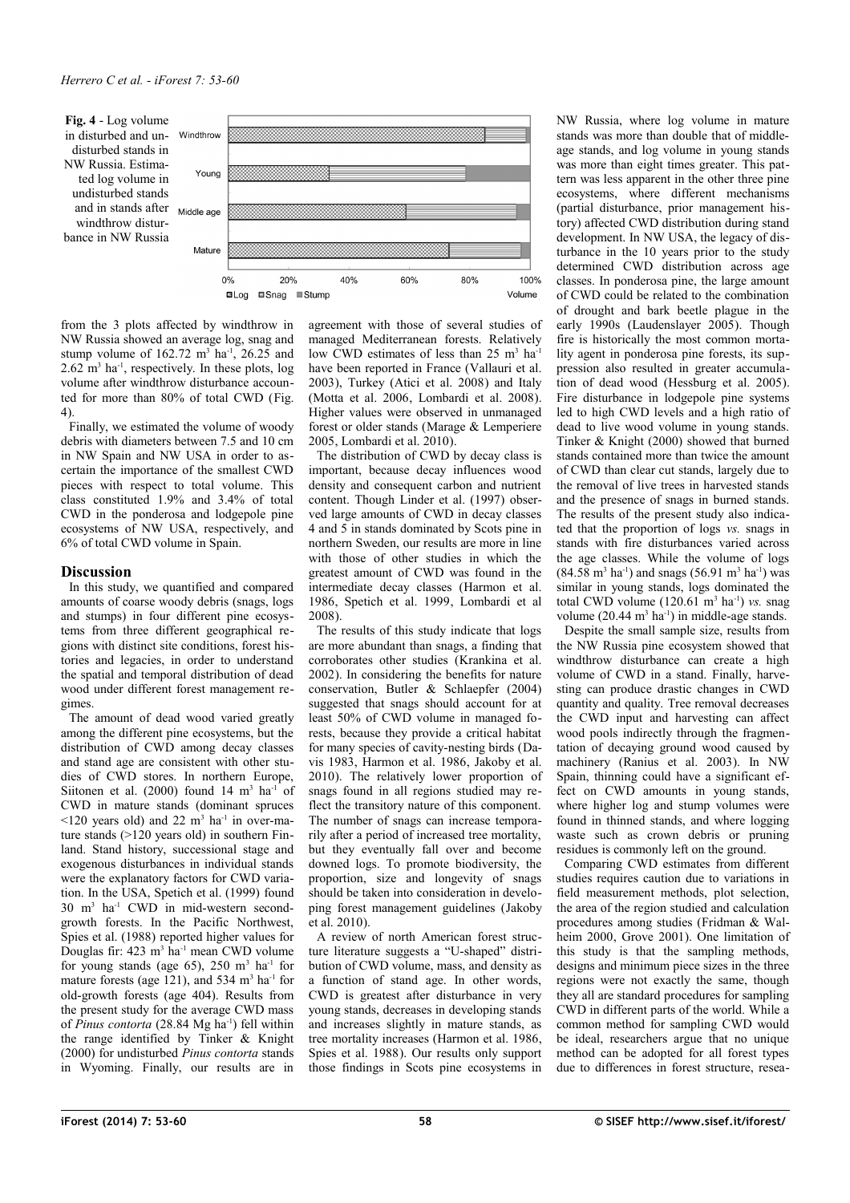**Fig. 4** - Log volume in disturbed and undisturbed stands in NW Russia. Estimated log volume in undisturbed stands and in stands after windthrow disturbance in NW Russia

from the 3 plots affected by windthrow in NW Russia showed an average log, snag and stump volume of 162.72 $m^3$ $ha^{-1}$, 26.25 and 2.62 $m^3$ $ha^{-1}$, respectively. In these plots, log volume after windthrow disturbance accounted for more than 80% of total CWD (Fig. 4).

Finally, we estimated the volume of woody debris with diameters between 7.5 and 10 cm in NW Spain and NW USA in order to ascertain the importance of the smallest CWD pieces with respect to total volume. This class constituted 1.9% and 3.4% of total CWD in the ponderosa and lodgepole pine ecosystems of NW USA, respectively, and 6% of total CWD volume in Spain.

## Discussion

In this study, we quantified and compared amounts of coarse woody debris (snags, logs and stumps) in four different pine ecosystems from three different geographical regions with distinct site conditions, forest histories and legacies, in order to understand the spatial and temporal distribution of dead wood under different forest management regimes.

The amount of dead wood varied greatly among the different pine ecosystems, but the distribution of CWD among decay classes and stand age are consistent with other studies of CWD stores. In northern Europe, Siitonen et al. (2000) found 14 $m^3$ $ha^{-1}$ of CWD in mature stands (dominant spruces <120 years old) and 22 $m^3$ $ha^{-1}$ in over-mature stands (>120 years old) in southern Finland. Stand history, successional stage and exogenous disturbances in individual stands were the explanatory factors for CWD variation. In the USA, Spetich et al. (1999) found 30 $m^3$ $ha^{-1}$ CWD in mid-western second-growth forests. In the Pacific Northwest, Spies et al. (1988) reported higher values for Douglas fir: 423 $m^3$ $ha^{-1}$ mean CWD volume for young stands (age 65), 250 $m^3$ $ha^{-1}$ for mature forests (age 121), and 534 $m^3$ $ha^{-1}$ for old-growth forests (age 404). Results from the present study for the average CWD mass of *Pinus contorta* (28.84 Mg $ha^{-1}$) fell within the range identified by Tinker & Knight (2000) for undisturbed *Pinus contorta* stands in Wyoming. Finally, our results are in agreement with those of several studies of managed Mediterranean forests. Relatively low CWD estimates of less than 25 $m^3$ $ha^{-1}$ have been reported in France (Vallauri et al. 2003), Turkey (Atici et al. 2008) and Italy (Motta et al. 2006, Lombardi et al. 2008). Higher values were observed in unmanaged forest or older stands (Marage & Lemperiere 2005, Lombardi et al. 2010).

The distribution of CWD by decay class is important, because decay influences wood density and consequent carbon and nutrient content. Though Linder et al. (1997) observed large amounts of CWD in decay classes 4 and 5 in stands dominated by Scots pine in northern Sweden, our results are more in line with those of other studies in which the greatest amount of CWD was found in the intermediate decay classes (Harmon et al. 1986, Spetich et al. 1999, Lombardi et al 2008).

The results of this study indicate that logs are more abundant than snags, a finding that corroborates other studies (Krankina et al. 2002). In considering the benefits for nature conservation, Butler & Schlaepfer (2004) suggested that snags should account for at least 50% of CWD volume in managed forests, because they provide a critical habitat for many species of cavity-nesting birds (Davis 1983, Harmon et al. 1986, Jakoby et al. 2010). The relatively lower proportion of snags found in all regions studied may reflect the transitory nature of this component. The number of snags can increase temporarily after a period of increased tree mortality, but they eventually fall over and become downed logs. To promote biodiversity, the proportion, size and longevity of snags should be taken into consideration in developing forest management guidelines (Jakoby et al. 2010).

A review of north American forest structure literature suggests a "U-shaped" distribution of CWD volume, mass, and density as a function of stand age. In other words, CWD is greatest after disturbance in very young stands, decreases in developing stands and increases slightly in mature stands, as tree mortality increases (Harmon et al. 1986, Spies et al. 1988). Our results only support those findings in Scots pine ecosystems in NW Russia, where log volume in mature stands was more than double that of middle-age stands, and log volume in young stands was more than eight times greater. This pattern was less apparent in the other three pine ecosystems, where different mechanisms (partial disturbance, prior management history) affected CWD distribution during stand development. In NW USA, the legacy of disturbance in the 10 years prior to the study determined CWD distribution across age classes. In ponderosa pine, the large amount of CWD could be related to the combination of drought and bark beetle plague in the early 1990s (Laudenslayer 2005). Though fire is historically the most common mortality agent in ponderosa pine forests, its suppression also resulted in greater accumulation of dead wood (Hessburg et al. 2005). Fire disturbance in lodgepole pine systems led to high CWD levels and a high ratio of dead to live wood volume in young stands. Tinker & Knight (2000) showed that burned stands contained more than twice the amount of CWD than clear cut stands, largely due to the removal of live trees in harvested stands and the presence of snags in burned stands. The results of the present study also indicated that the proportion of logs *vs.* snags in stands with fire disturbances varied across the age classes. While the volume of logs (84.58 $m^3$ $ha^{-1}$) and snags (56.91 $m^3$ $ha^{-1}$) was similar in young stands, logs dominated the total CWD volume (120.61 $m^3$ $ha^{-1}$) *vs.* snag volume (20.44 $m^3$ $ha^{-1}$) in middle-age stands.

Despite the small sample size, results from the NW Russia pine ecosystem showed that windthrow disturbance can create a high volume of CWD in a stand. Finally, harvesting can produce drastic changes in CWD quantity and quality. Tree removal decreases the CWD input and harvesting can affect wood pools indirectly through the fragmentation of decaying ground wood caused by machinery (Ranius et al. 2003). In NW Spain, thinning could have a significant effect on CWD amounts in young stands, where higher log and stump volumes were found in thinned stands, and where logging waste such as crown debris or pruning residues is commonly left on the ground.

Comparing CWD estimates from different studies requires caution due to variations in field measurement methods, plot selection, the area of the region studied and calculation procedures among studies (Fridman & Walheim 2000, Grove 2001). One limitation of this study is that the sampling methods, designs and minimum piece sizes in the three regions were not exactly the same, though they all are standard procedures for sampling CWD in different parts of the world. While a common method for sampling CWD would be ideal, researchers argue that no unique method can be adopted for all forest types due to differences in forest structure, resea-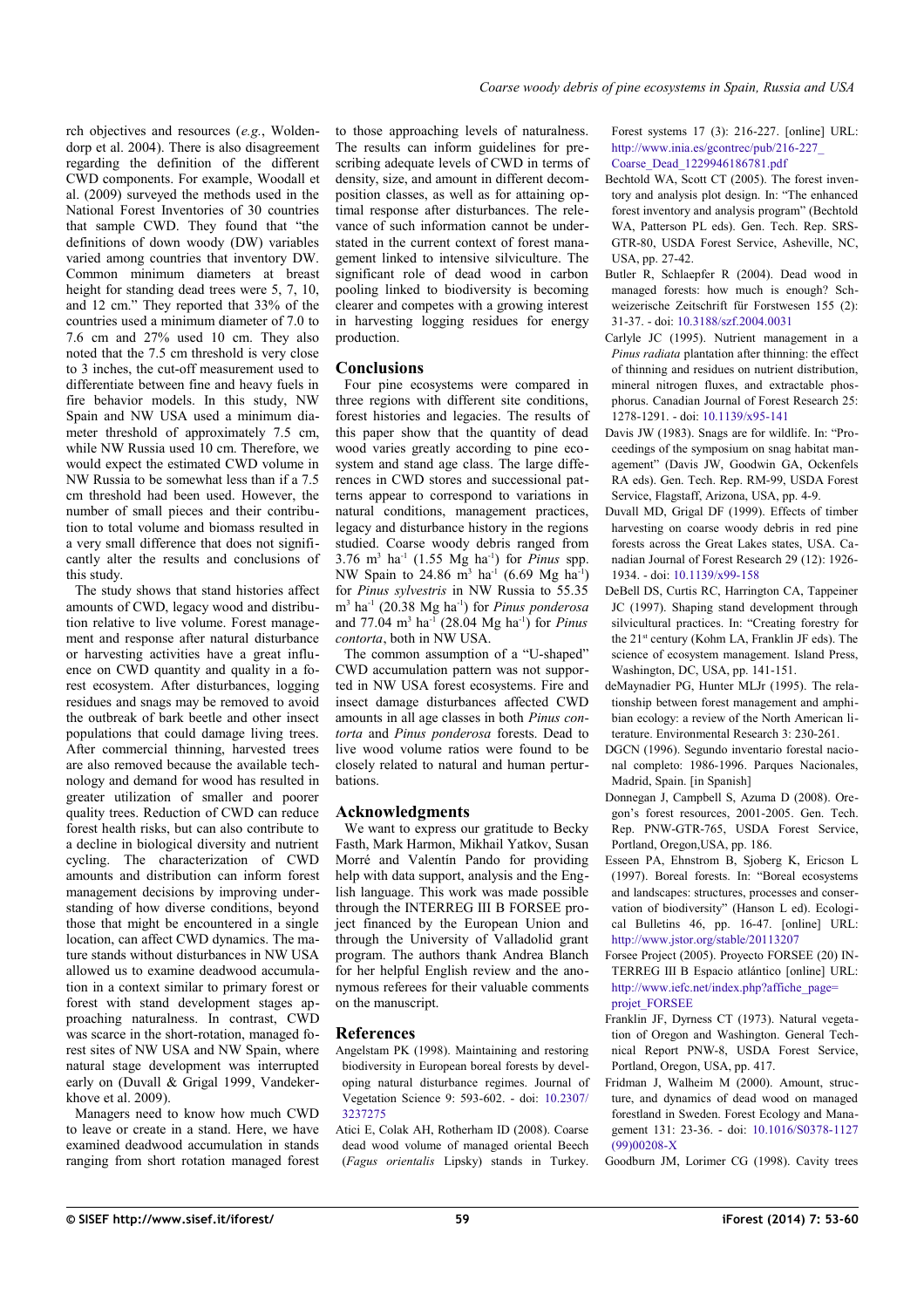rch objectives and resources (*e.g.*, Woldendorp et al. 2004). There is also disagreement regarding the definition of the different CWD components. For example, Woodall et al. (2009) surveyed the methods used in the National Forest Inventories of 30 countries that sample CWD. They found that "the definitions of down woody (DW) variables varied among countries that inventory DW. Common minimum diameters at breast height for standing dead trees were 5, 7, 10, and 12 cm." They reported that 33% of the countries used a minimum diameter of 7.0 to 7.6 cm and 27% used 10 cm. They also noted that the 7.5 cm threshold is very close to 3 inches, the cut-off measurement used to differentiate between fine and heavy fuels in fire behavior models. In this study, NW Spain and NW USA used a minimum diameter threshold of approximately 7.5 cm, while NW Russia used 10 cm. Therefore, we would expect the estimated CWD volume in NW Russia to be somewhat less than if a 7.5 cm threshold had been used. However, the number of small pieces and their contribution to total volume and biomass resulted in a very small difference that does not significantly alter the results and conclusions of this study.

The study shows that stand histories affect amounts of CWD, legacy wood and distribution relative to live volume. Forest management and response after natural disturbance or harvesting activities have a great influence on CWD quantity and quality in a forest ecosystem. After disturbances, logging residues and snags may be removed to avoid the outbreak of bark beetle and other insect populations that could damage living trees. After commercial thinning, harvested trees are also removed because the available technology and demand for wood has resulted in greater utilization of smaller and poorer quality trees. Reduction of CWD can reduce forest health risks, but can also contribute to a decline in biological diversity and nutrient cycling. The characterization of CWD amounts and distribution can inform forest management decisions by improving understanding of how diverse conditions, beyond those that might be encountered in a single location, can affect CWD dynamics. The mature stands without disturbances in NW USA allowed us to examine deadwood accumulation in a context similar to primary forest or forest with stand development stages approaching naturalness. In contrast, CWD was scarce in the short-rotation, managed forest sites of NW USA and NW Spain, where natural stage development was interrupted early on (Duvall & Grigal 1999, Vandekerkhove et al. 2009).

Managers need to know how much CWD to leave or create in a stand. Here, we have examined deadwood accumulation in stands ranging from short rotation managed forest to those approaching levels of naturalness. The results can inform guidelines for prescribing adequate levels of CWD in terms of density, size, and amount in different decomposition classes, as well as for attaining optimal response after disturbances. The relevance of such information cannot be understated in the current context of forest management linked to intensive silviculture. The significant role of dead wood in carbon pooling linked to biodiversity is becoming clearer and competes with a growing interest in harvesting logging residues for energy production.

## Conclusions

Four pine ecosystems were compared in three regions with different site conditions, forest histories and legacies. The results of this paper show that the quantity of dead wood varies greatly according to pine ecosystem and stand age class. The large differences in CWD stores and successional patterns appear to correspond to variations in natural conditions, management practices, legacy and disturbance history in the regions studied. Coarse woody debris ranged from 3.76 $m^3$ $ha^{-1}$ (1.55 Mg $ha^{-1}$) for *Pinus* spp. NW Spain to 24.86 $m^3$ $ha^{-1}$ (6.69 Mg $ha^{-1}$) for *Pinus sylvestris* in NW Russia to 55.35 $m^3$ $ha^{-1}$ (20.38 Mg $ha^{-1}$) for *Pinus ponderosa* and 77.04 $m^3$ $ha^{-1}$ (28.04 Mg $ha^{-1}$) for *Pinus contorta*, both in NW USA.

The common assumption of a "U-shaped" CWD accumulation pattern was not supported in NW USA forest ecosystems. Fire and insect damage disturbances affected CWD amounts in all age classes in both *Pinus contorta* and *Pinus ponderosa* forests. Dead to live wood volume ratios were found to be closely related to natural and human perturbations.

## Acknowledgments

We want to express our gratitude to Becky Fasth, Mark Harmon, Mikhail Yatkov, Susan Morré and Valentín Pando for providing help with data support, analysis and the English language. This work was made possible through the INTERREG III B FORSEE project financed by the European Union and through the University of Valladolid grant program. The authors thank Andrea Blanch for her helpful English review and the anonymous referees for their valuable comments on the manuscript.

## References

Angelstam PK (1998). Maintaining and restoring biodiversity in European boreal forests by developing natural disturbance regimes. Journal of Vegetation Science 9: 593-602. - doi: 10.2307/3237275

Atici E, Colak AH, Rotherham ID (2008). Coarse dead wood volume of managed oriental Beech (*Fagus orientalis* Lipsky) stands in Turkey. Forest systems 17 (3): 216-227. [online] URL: http://www.inia.es/gcontrec/pub/216-227_Coarse_Dead_1229946186781.pdf

Bechtold WA, Scott CT (2005). The forest inventory and analysis plot design. In: "The enhanced forest inventory and analysis program" (Bechtold WA, Patterson PL eds). Gen. Tech. Rep. SRS-GTR-80, USDA Forest Service, Asheville, NC, USA, pp. 27-42.

Butler R, Schlaepfer R (2004). Dead wood in managed forests: how much is enough? Schweizerische Zeitschrift für Forstwesen 155 (2): 31-37. - doi: 10.3188/szf.2004.0031

Carlyle JC (1995). Nutrient management in a *Pinus radiata* plantation after thinning: the effect of thinning and residues on nutrient distribution, mineral nitrogen fluxes, and extractable phosphorus. Canadian Journal of Forest Research 25: 1278-1291. - doi: 10.1139/x95-141

Davis JW (1983). Snags are for wildlife. In: "Proceedings of the symposium on snag habitat management" (Davis JW, Goodwin GA, Ockenfels RA eds). Gen. Tech. Rep. RM-99, USDA Forest Service, Flagstaff, Arizona, USA, pp. 4-9.

Duvall MD, Grigal DF (1999). Effects of timber harvesting on coarse woody debris in red pine forests across the Great Lakes states, USA. Canadian Journal of Forest Research 29 (12): 1926-1934. - doi: 10.1139/x99-158

DeBell DS, Curtis RC, Harrington CA, Tappeiner JC (1997). Shaping stand development through silvicultural practices. In: "Creating forestry for the 21st century (Kohm LA, Franklin JF eds). The science of ecosystem management. Island Press, Washington, DC, USA, pp. 141-151.

deMaynadier PG, Hunter MLJr (1995). The relationship between forest management and amphibian ecology: a review of the North American literature. Environmental Research 3: 230-261.

DGCN (1996). Segundo inventario forestal nacional completo: 1986-1996. Parques Nacionales, Madrid, Spain. [in Spanish]

Donnegan J, Campbell S, Azuma D (2008). Oregon's forest resources, 2001-2005. Gen. Tech. Rep. PNW-GTR-765, USDA Forest Service, Portland, Oregon,USA, pp. 186.

Esseen PA, Ehnstrom B, Sjoberg K, Ericson L (1997). Boreal forests. In: "Boreal ecosystems and landscapes: structures, processes and conservation of biodiversity" (Hanson L ed). Ecological Bulletins 46, pp. 16-47. [online] URL: http://www.jstor.org/stable/20113207

Forsee Project (2005). Proyecto FORSEE (20) INTERREG III B Espacio atlántico [online] URL: http://www.iefc.net/index.php?affiche_page=projet_FORSEE

Franklin JF, Dyrness CT (1973). Natural vegetation of Oregon and Washington. General Technical Report PNW-8, USDA Forest Service, Portland, Oregon, USA, pp. 417.

Fridman J, Walheim M (2000). Amount, structure, and dynamics of dead wood on managed forestland in Sweden. Forest Ecology and Management 131: 23-36. - doi: 10.1016/S0378-1127(99)00208-X

Goodburn JM, Lorimer CG (1998). Cavity trees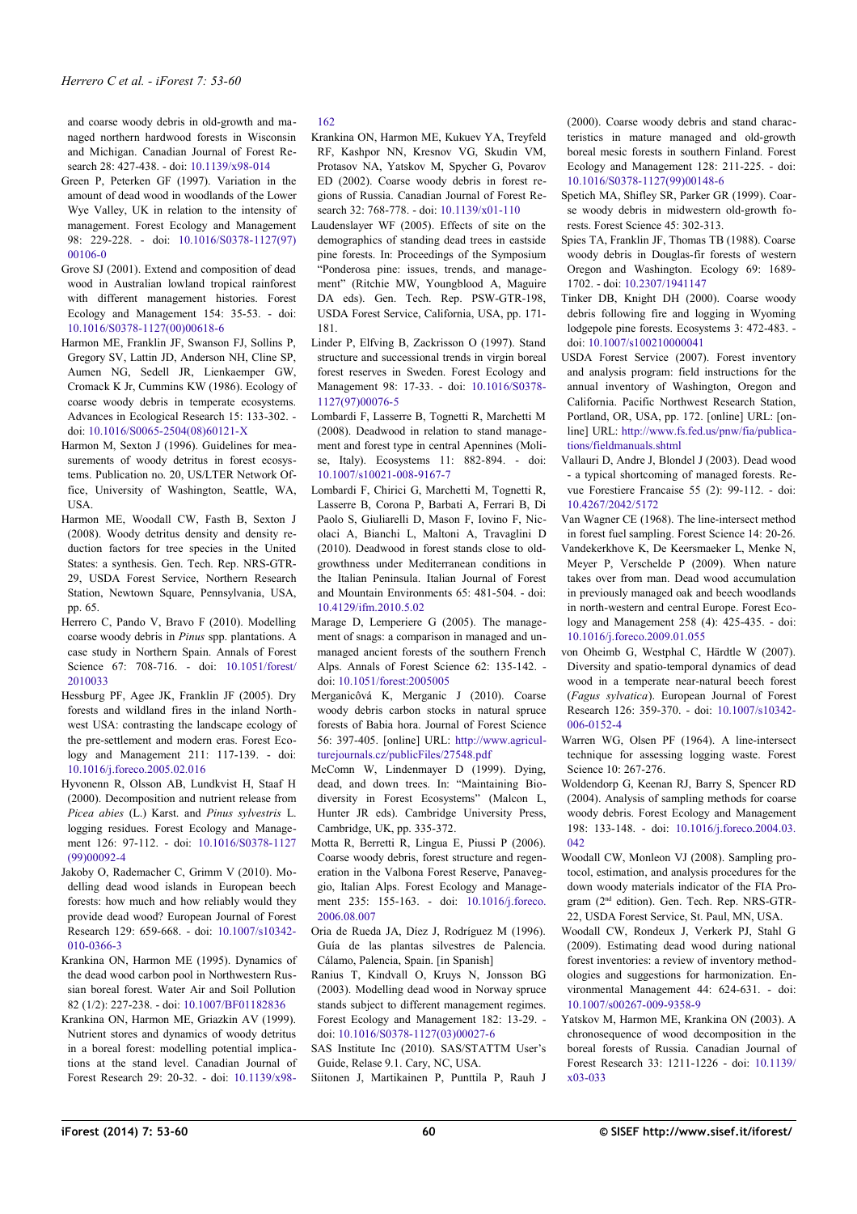and coarse woody debris in old-growth and managed northern hardwood forests in Wisconsin and Michigan. Canadian Journal of Forest Research 28: 427-438. - doi: 10.1139/x98-014

Green P, Peterken GF (1997). Variation in the amount of dead wood in woodlands of the Lower Wye Valley, UK in relation to the intensity of management. Forest Ecology and Management 98: 229-228. - doi: 10.1016/S0378-1127(97)00106-0

Grove SJ (2001). Extend and composition of dead wood in Australian lowland tropical rainforest with different management histories. Forest Ecology and Management 154: 35-53. - doi: 10.1016/S0378-1127(00)00618-6

Harmon ME, Franklin JF, Swanson FJ, Sollins P, Gregory SV, Lattin JD, Anderson NH, Cline SP, Aumen NG, Sedell JR, Lienkaemper GW, Cromack K Jr, Cummins KW (1986). Ecology of coarse woody debris in temperate ecosystems. Advances in Ecological Research 15: 133-302. - doi: 10.1016/S0065-2504(08)60121-X

Harmon M, Sexton J (1996). Guidelines for measurements of woody detritus in forest ecosystems. Publication no. 20, US/LTER Network Office, University of Washington, Seattle, WA, USA.

Harmon ME, Woodall CW, Fasth B, Sexton J (2008). Woody detritus density and density reduction factors for tree species in the United States: a synthesis. Gen. Tech. Rep. NRS-GTR-29, USDA Forest Service, Northern Research Station, Newtown Square, Pennsylvania, USA, pp. 65.

Herrero C, Pando V, Bravo F (2010). Modelling coarse woody debris in *Pinus* spp. plantations. A case study in Northern Spain. Annals of Forest Science 67: 708-716. - doi: 10.1051/forest/2010033

Hessburg PF, Agee JK, Franklin JF (2005). Dry forests and wildland fires in the inland Northwest USA: contrasting the landscape ecology of the pre-settlement and modern eras. Forest Ecology and Management 211: 117-139. - doi: 10.1016/j.foreco.2005.02.016

Hyvonenn R, Olsson AB, Lundkvist H, Staaf H (2000). Decomposition and nutrient release from *Picea abies* (L.) Karst. and *Pinus sylvestris* L. logging residues. Forest Ecology and Management 126: 97-112. - doi: 10.1016/S0378-1127(99)00092-4

Jakoby O, Rademacher C, Grimm V (2010). Modelling dead wood islands in European beech forests: how much and how reliably would they provide dead wood? European Journal of Forest Research 129: 659-668. - doi: 10.1007/s10342-010-0366-3

Krankina ON, Harmon ME (1995). Dynamics of the dead wood carbon pool in Northwestern Russian boreal forest. Water Air and Soil Pollution 82 (1/2): 227-238. - doi: 10.1007/BF01182836

Krankina ON, Harmon ME, Griazkin AV (1999). Nutrient stores and dynamics of woody detritus in a boreal forest: modelling potential implications at the stand level. Canadian Journal of Forest Research 29: 20-32. - doi: 10.1139/x98-162

Krankina ON, Harmon ME, Kukuev YA, Treyfeld RF, Kashpor NN, Kresnov VG, Skudin VM, Protasov NA, Yatskov M, Spycher G, Povarov ED (2002). Coarse woody debris in forest regions of Russia. Canadian Journal of Forest Research 32: 768-778. - doi: 10.1139/x01-110

Laudenslayer WF (2005). Effects of site on the demographics of standing dead trees in eastside pine forests. In: Proceedings of the Symposium "Ponderosa pine: issues, trends, and management" (Ritchie MW, Youngblood A, Maguire DA eds). Gen. Tech. Rep. PSW-GTR-198, USDA Forest Service, California, USA, pp. 171-181.

Linder P, Elfving B, Zackrisson O (1997). Stand structure and successional trends in virgin boreal forest reserves in Sweden. Forest Ecology and Management 98: 17-33. - doi: 10.1016/S0378-1127(97)00076-5

Lombardi F, Lasserre B, Tognetti R, Marchetti M (2008). Deadwood in relation to stand management and forest type in central Apennines (Molise, Italy). Ecosystems 11: 882-894. - doi: 10.1007/s10021-008-9167-7

Lombardi F, Chirici G, Marchetti M, Tognetti R, Lasserre B, Corona P, Barbati A, Ferrari B, Di Paolo S, Giuliarelli D, Mason F, Iovino F, Nicolaci A, Bianchi L, Maltoni A, Travaglini D (2010). Deadwood in forest stands close to old-growthness under Mediterranean conditions in the Italian Peninsula. Italian Journal of Forest and Mountain Environments 65: 481-504. - doi: 10.4129/ifm.2010.5.02

Marage D, Lemperiere G (2005). The management of snags: a comparison in managed and unmanaged ancient forests of the southern French Alps. Annals of Forest Science 62: 135-142. - doi: 10.1051/forest:2005005

Merganičová K, Merganic J (2010). Coarse woody debris carbon stocks in natural spruce forests of Babia hora. Journal of Forest Science 56: 397-405. [online] URL: http://www.agriculturejournals.cz/publicFiles/27548.pdf

McComn W, Lindenmayer D (1999). Dying, dead, and down trees. In: "Maintaining Biodiversity in Forest Ecosystems" (Malcon L, Hunter JR eds). Cambridge University Press, Cambridge, UK, pp. 335-372.

Motta R, Berretti R, Lingua E, Piussi P (2006). Coarse woody debris, forest structure and regeneration in the Valbona Forest Reserve, Paneveggio, Italian Alps. Forest Ecology and Management 235: 155-163. - doi: 10.1016/j.foreco.2006.08.007

Oria de Rueda JA, Díez J, Rodríguez M (1996). Guía de las plantas silvestres de Palencia. Cálamo, Palencia, Spain. [in Spanish]

Ranius T, Kindvall O, Kruys N, Jonsson BG (2003). Modelling dead wood in Norway spruce stands subject to different management regimes. Forest Ecology and Management 182: 13-29. - doi: 10.1016/S0378-1127(03)00027-6

SAS Institute Inc (2010). SAS/STATTM User's Guide, Relase 9.1. Cary, NC, USA.

Siitonen J, Martikainen P, Punttila P, Rauh J (2000). Coarse woody debris and stand characteristics in mature managed and old-growth boreal mesic forests in southern Finland. Forest Ecology and Management 128: 211-225. - doi: 10.1016/S0378-1127(99)00148-6

Spetich MA, Shifley SR, Parker GR (1999). Coarse woody debris in midwestern old-growth forests. Forest Science 45: 302-313.

Spies TA, Franklin JF, Thomas TB (1988). Coarse woody debris in Douglas-fir forests of western Oregon and Washington. Ecology 69: 1689-1702. - doi: 10.2307/1941147

Tinker DB, Knight DH (2000). Coarse woody debris following fire and logging in Wyoming lodgepole pine forests. Ecosystems 3: 472-483. - doi: 10.1007/s100210000041

USDA Forest Service (2007). Forest inventory and analysis program: field instructions for the annual inventory of Washington, Oregon and California. Pacific Northwest Research Station, Portland, OR, USA, pp. 172. [online] URL: [online] URL: http://www.fs.fed.us/pnw/fia/publications/fieldmanuals.shtml

Vallauri D, Andre J, Blondel J (2003). Dead wood - a typical shortcoming of managed forests. Revue Forestiere Francaise 55 (2): 99-112. - doi: 10.4267/2042/5172

Van Wagner CE (1968). The line-intersect method in forest fuel sampling. Forest Science 14: 20-26.

Vandekerkhove K, De Keersmaeker L, Menke N, Meyer P, Verschelde P (2009). When nature takes over from man. Dead wood accumulation in previously managed oak and beech woodlands in north-western and central Europe. Forest Ecology and Management 258 (4): 425-435. - doi: 10.1016/j.foreco.2009.01.055

von Oheimb G, Westphal C, Härdtle W (2007). Diversity and spatio-temporal dynamics of dead wood in a temperate near-natural beech forest (*Fagus sylvatica*). European Journal of Forest Research 126: 359-370. - doi: 10.1007/s10342-006-0152-4

Warren WG, Olsen PF (1964). A line-intersect technique for assessing logging waste. Forest Science 10: 267-276.

Woldendorp G, Keenan RJ, Barry S, Spencer RD (2004). Analysis of sampling methods for coarse woody debris. Forest Ecology and Management 198: 133-148. - doi: 10.1016/j.foreco.2004.03.042

Woodall CW, Monleon VJ (2008). Sampling protocol, estimation, and analysis procedures for the down woody materials indicator of the FIA Program (2nd edition). Gen. Tech. Rep. NRS-GTR-22, USDA Forest Service, St. Paul, MN, USA.

Woodall CW, Rondeux J, Verkerk PJ, Stahl G (2009). Estimating dead wood during national forest inventories: a review of inventory methodologies and suggestions for harmonization. Environmental Management 44: 624-631. - doi: 10.1007/s00267-009-9358-9

Yatskov M, Harmon ME, Krankina ON (2003). A chronosequence of wood decomposition in the boreal forests of Russia. Canadian Journal of Forest Research 33: 1211-1226 - doi: 10.1139/x03-033